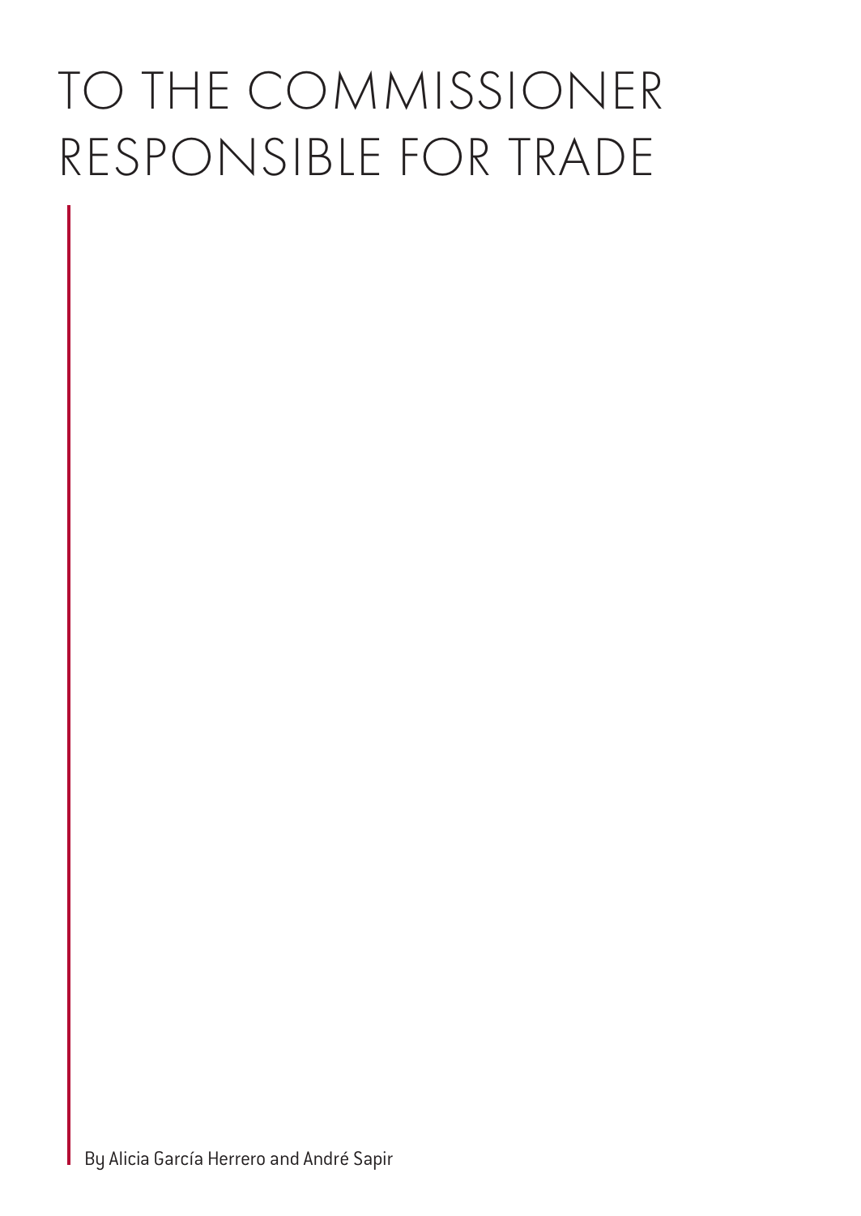# TO THE COMMISSIONER RESPONSIBLE FOR TRADE

By Alicia García Herrero and André Sapir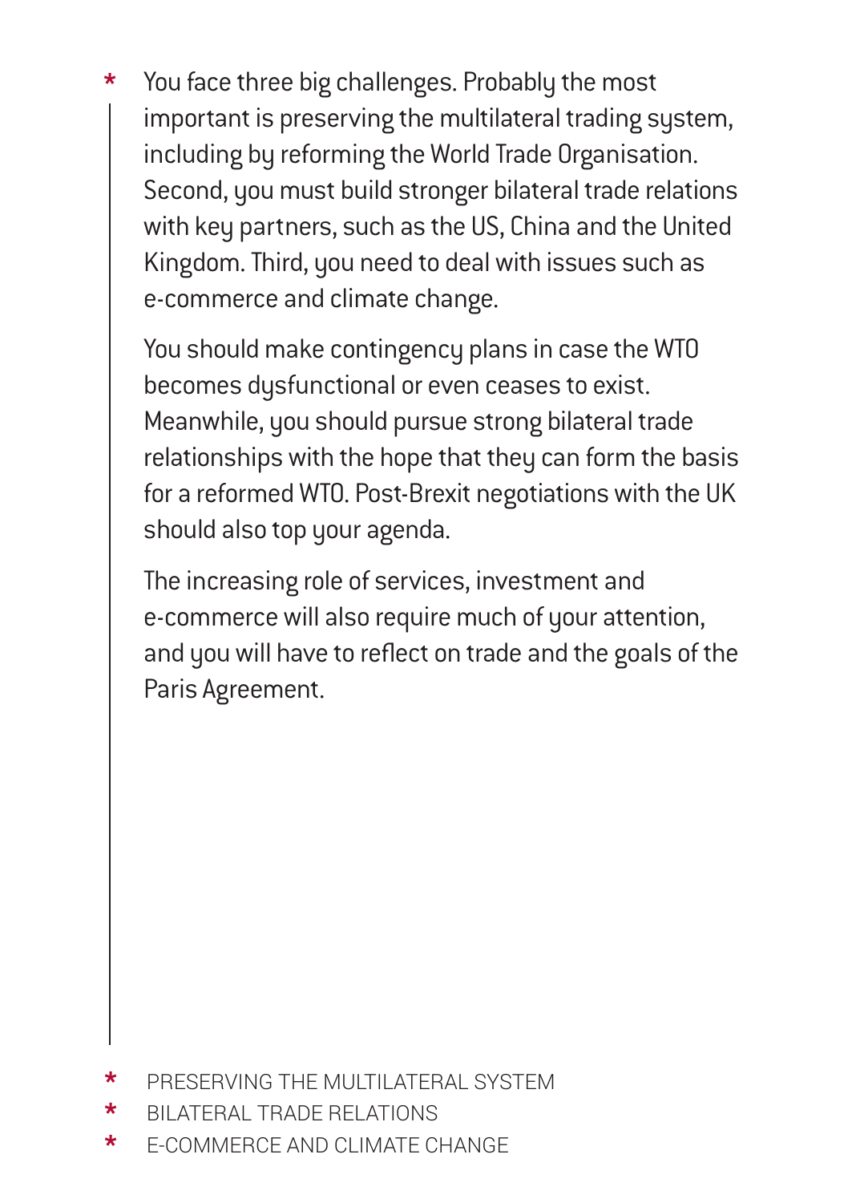\* You face three big challenges. Probably the most important is preserving the multilateral trading system, including by reforming the World Trade Organisation. Second, you must build stronger bilateral trade relations with key partners, such as the US, China and the United Kingdom. Third, you need to deal with issues such as e-commerce and climate change.

You should make contingency plans in case the WTO becomes dysfunctional or even ceases to exist. Meanwhile, you should pursue strong bilateral trade relationships with the hope that they can form the basis for a reformed WTO. Post-Brexit negotiations with the UK should also top your agenda.

The increasing role of services, investment and e-commerce will also require much of your attention, and you will have to reflect on trade and the goals of the Paris Agreement.

- PRESERVING THE MULTILATERAL SYSTEM
- BILATERAL TRADE RELATIONS
- E-COMMERCE AND CLIMATE CHANGE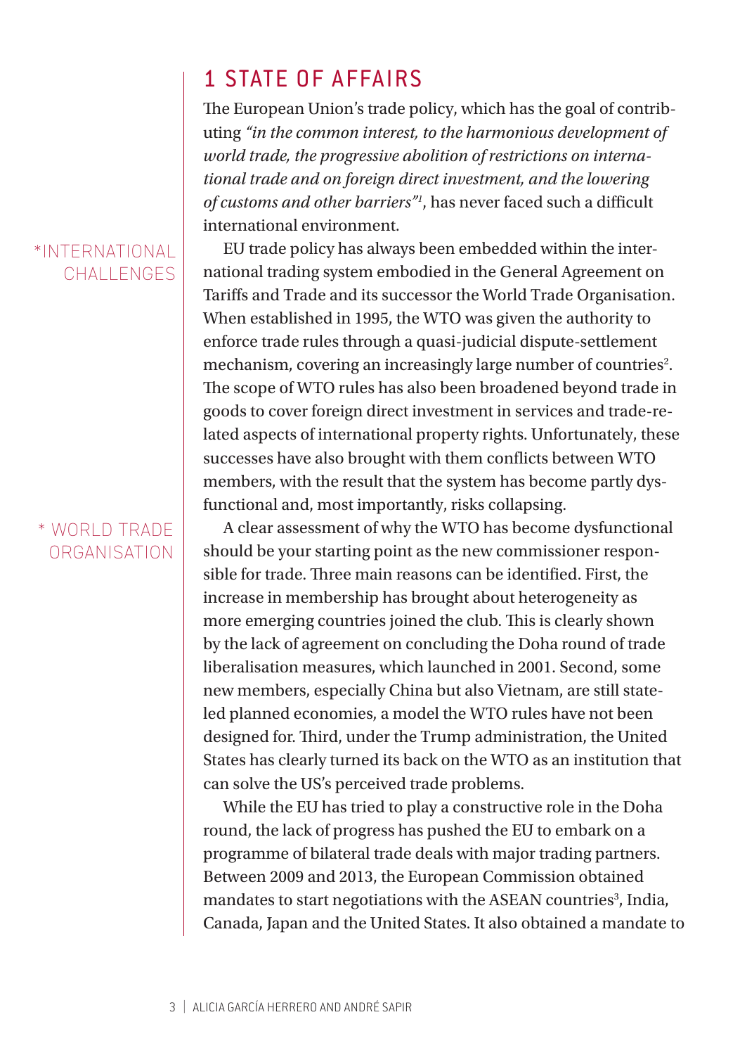# 1 STATE OF AFFAIRS

The European Union's trade policy, which has the goal of contributing *"in the common interest, to the harmonious development of world trade, the progressive abolition of restrictions on international trade and on foreign direct investment, and the lowering of customs and other barriers"*[1], has never faced such a difficult international environment.

*INTERNATIONAL CHALLENGES

EU trade policy has always been embedded within the international trading system embodied in the General Agreement on Tariffs and Trade and its successor the World Trade Organisation. When established in 1995, the WTO was given the authority to enforce trade rules through a quasi-judicial dispute-settlement mechanism, covering an increasingly large number of countries[2]. The scope of WTO rules has also been broadened beyond trade in goods to cover foreign direct investment in services and trade-related aspects of international property rights. Unfortunately, these successes have also brought with them conflicts between WTO members, with the result that the system has become partly dysfunctional and, most importantly, risks collapsing.

* WORLD TRADE ORGANISATION

A clear assessment of why the WTO has become dysfunctional should be your starting point as the new commissioner responsible for trade. Three main reasons can be identified. First, the increase in membership has brought about heterogeneity as more emerging countries joined the club. This is clearly shown by the lack of agreement on concluding the Doha round of trade liberalisation measures, which launched in 2001. Second, some new members, especially China but also Vietnam, are still state-led planned economies, a model the WTO rules have not been designed for. Third, under the Trump administration, the United States has clearly turned its back on the WTO as an institution that can solve the US's perceived trade problems.

While the EU has tried to play a constructive role in the Doha round, the lack of progress has pushed the EU to embark on a programme of bilateral trade deals with major trading partners. Between 2009 and 2013, the European Commission obtained mandates to start negotiations with the ASEAN countries[3], India, Canada, Japan and the United States. It also obtained a mandate to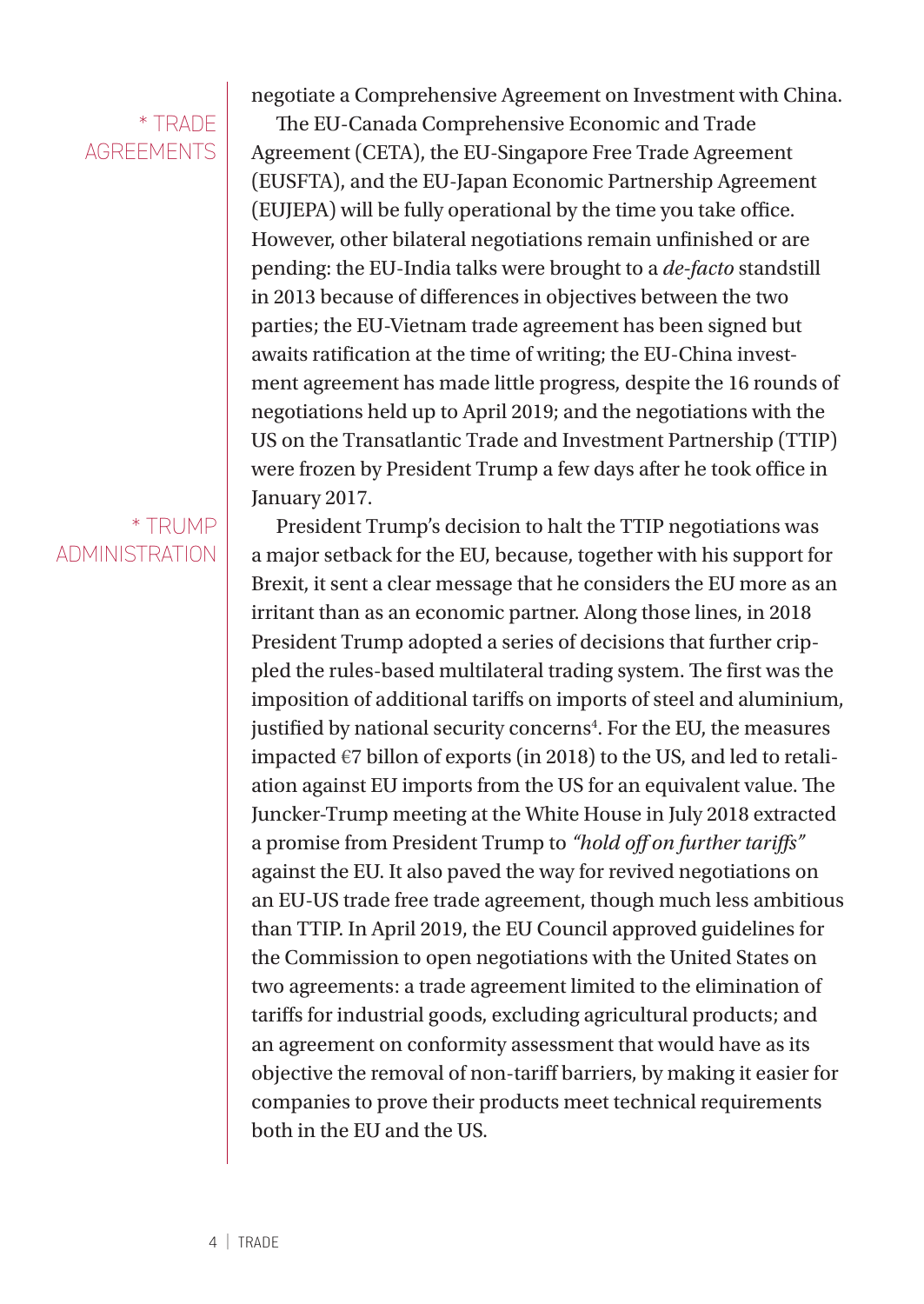negotiate a Comprehensive Agreement on Investment with China.

\* TRADE AGREEMENTS

The EU-Canada Comprehensive Economic and Trade Agreement (CETA), the EU-Singapore Free Trade Agreement (EUSFTA), and the EU-Japan Economic Partnership Agreement (EUJEPA) will be fully operational by the time you take office. However, other bilateral negotiations remain unfinished or are pending: the EU-India talks were brought to a *de-facto* standstill in 2013 because of differences in objectives between the two parties; the EU-Vietnam trade agreement has been signed but awaits ratification at the time of writing; the EU-China investment agreement has made little progress, despite the 16 rounds of negotiations held up to April 2019; and the negotiations with the US on the Transatlantic Trade and Investment Partnership (TTIP) were frozen by President Trump a few days after he took office in January 2017.

\* TRUMP ADMINISTRATION

President Trump's decision to halt the TTIP negotiations was a major setback for the EU, because, together with his support for Brexit, it sent a clear message that he considers the EU more as an irritant than as an economic partner. Along those lines, in 2018 President Trump adopted a series of decisions that further crippled the rules-based multilateral trading system. The first was the imposition of additional tariffs on imports of steel and aluminium, justified by national security concerns[4]. For the EU, the measures impacted €7 billon of exports (in 2018) to the US, and led to retaliation against EU imports from the US for an equivalent value. The Juncker-Trump meeting at the White House in July 2018 extracted a promise from President Trump to *"hold off on further tariffs"* against the EU. It also paved the way for revived negotiations on an EU-US trade free trade agreement, though much less ambitious than TTIP. In April 2019, the EU Council approved guidelines for the Commission to open negotiations with the United States on two agreements: a trade agreement limited to the elimination of tariffs for industrial goods, excluding agricultural products; and an agreement on conformity assessment that would have as its objective the removal of non-tariff barriers, by making it easier for companies to prove their products meet technical requirements both in the EU and the US.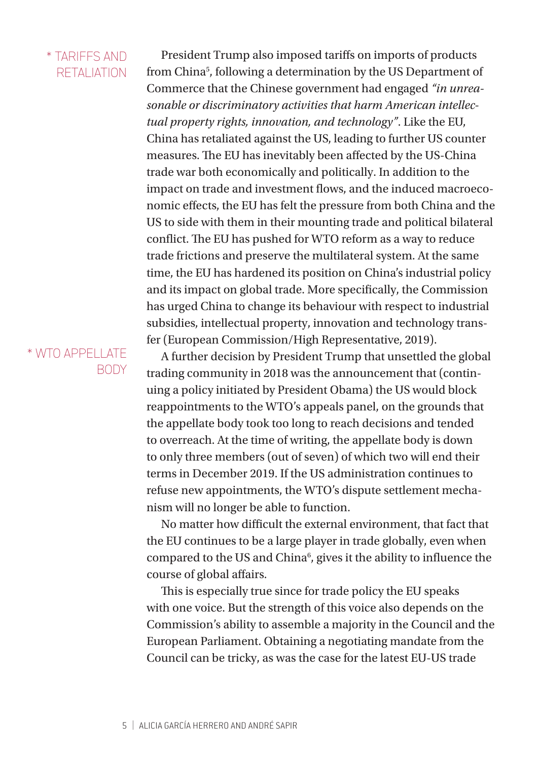\* TARIFFS AND RETALIATION

President Trump also imposed tariffs on imports of products from China[5], following a determination by the US Department of Commerce that the Chinese government had engaged *"in unreasonable or discriminatory activities that harm American intellectual property rights, innovation, and technology"*. Like the EU, China has retaliated against the US, leading to further US counter measures. The EU has inevitably been affected by the US-China trade war both economically and politically. In addition to the impact on trade and investment flows, and the induced macroeconomic effects, the EU has felt the pressure from both China and the US to side with them in their mounting trade and political bilateral conflict. The EU has pushed for WTO reform as a way to reduce trade frictions and preserve the multilateral system. At the same time, the EU has hardened its position on China's industrial policy and its impact on global trade. More specifically, the Commission has urged China to change its behaviour with respect to industrial subsidies, intellectual property, innovation and technology transfer (European Commission/High Representative, 2019).

\* WTO APPELLATE BODY

A further decision by President Trump that unsettled the global trading community in 2018 was the announcement that (continuing a policy initiated by President Obama) the US would block reappointments to the WTO's appeals panel, on the grounds that the appellate body took too long to reach decisions and tended to overreach. At the time of writing, the appellate body is down to only three members (out of seven) of which two will end their terms in December 2019. If the US administration continues to refuse new appointments, the WTO's dispute settlement mechanism will no longer be able to function.

No matter how difficult the external environment, that fact that the EU continues to be a large player in trade globally, even when compared to the US and China[6], gives it the ability to influence the course of global affairs.

This is especially true since for trade policy the EU speaks with one voice. But the strength of this voice also depends on the Commission's ability to assemble a majority in the Council and the European Parliament. Obtaining a negotiating mandate from the Council can be tricky, as was the case for the latest EU-US trade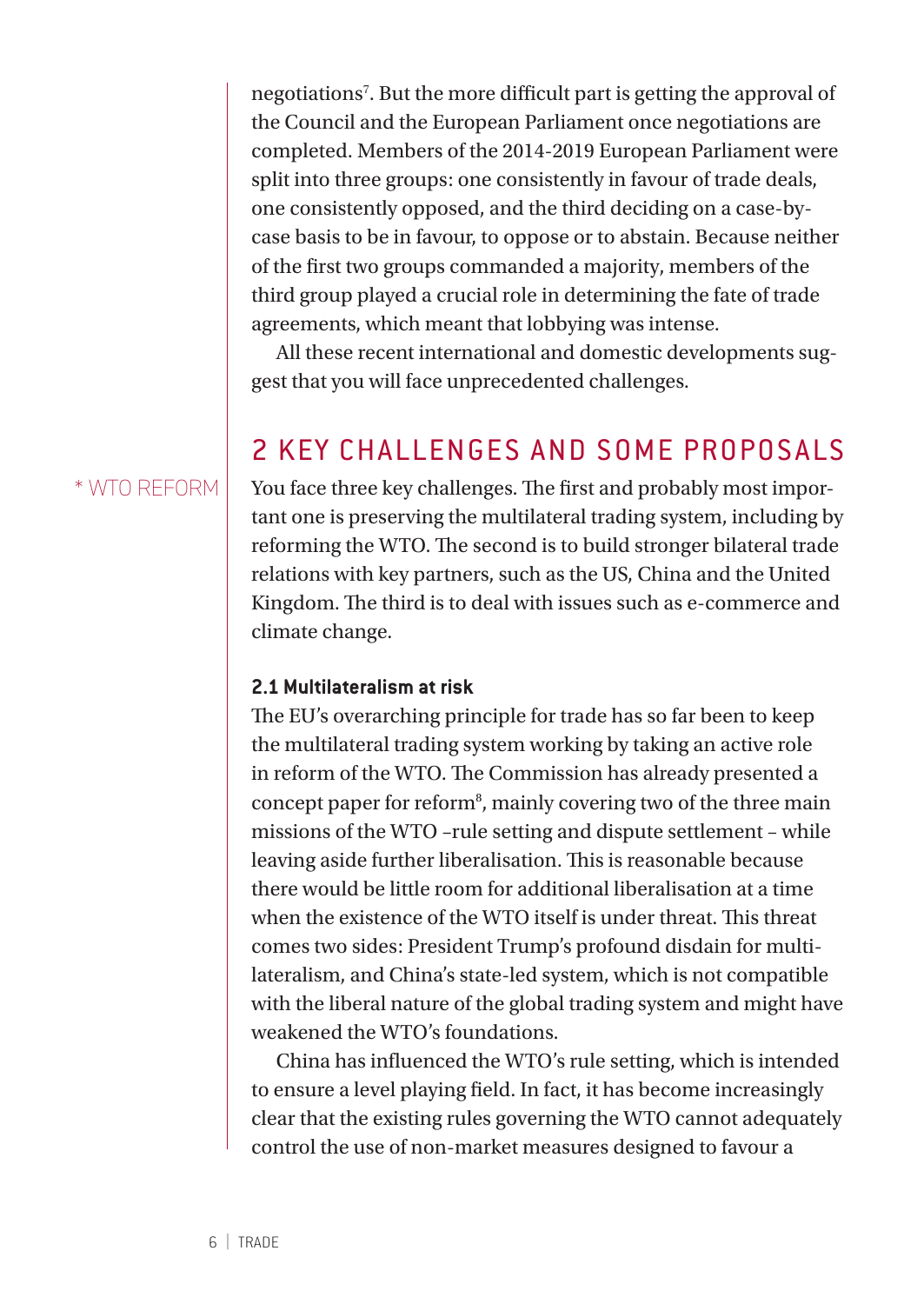negotiations[7]. But the more difficult part is getting the approval of the Council and the European Parliament once negotiations are completed. Members of the 2014-2019 European Parliament were split into three groups: one consistently in favour of trade deals, one consistently opposed, and the third deciding on a case-by-case basis to be in favour, to oppose or to abstain. Because neither of the first two groups commanded a majority, members of the third group played a crucial role in determining the fate of trade agreements, which meant that lobbying was intense.

All these recent international and domestic developments suggest that you will face unprecedented challenges.

## 2 KEY CHALLENGES AND SOME PROPOSALS

* WTO REFORM

You face three key challenges. The first and probably most important one is preserving the multilateral trading system, including by reforming the WTO. The second is to build stronger bilateral trade relations with key partners, such as the US, China and the United Kingdom. The third is to deal with issues such as e-commerce and climate change.

### 2.1 Multilateralism at risk

The EU's overarching principle for trade has so far been to keep the multilateral trading system working by taking an active role in reform of the WTO. The Commission has already presented a concept paper for reform[8], mainly covering two of the three main missions of the WTO –rule setting and dispute settlement – while leaving aside further liberalisation. This is reasonable because there would be little room for additional liberalisation at a time when the existence of the WTO itself is under threat. This threat comes two sides: President Trump's profound disdain for multilateralism, and China's state-led system, which is not compatible with the liberal nature of the global trading system and might have weakened the WTO's foundations.

China has influenced the WTO's rule setting, which is intended to ensure a level playing field. In fact, it has become increasingly clear that the existing rules governing the WTO cannot adequately control the use of non-market measures designed to favour a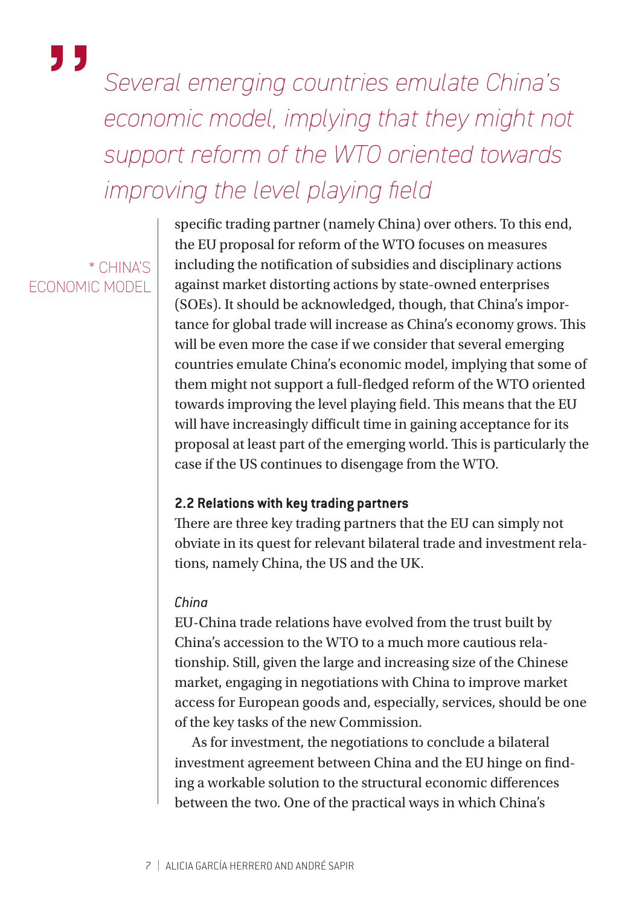> Several emerging countries emulate China's economic model, implying that they might not support reform of the WTO oriented towards improving the level playing field

\* CHINA'S ECONOMIC MODEL

specific trading partner (namely China) over others. To this end, the EU proposal for reform of the WTO focuses on measures including the notification of subsidies and disciplinary actions against market distorting actions by state-owned enterprises (SOEs). It should be acknowledged, though, that China's importance for global trade will increase as China's economy grows. This will be even more the case if we consider that several emerging countries emulate China's economic model, implying that some of them might not support a full-fledged reform of the WTO oriented towards improving the level playing field. This means that the EU will have increasingly difficult time in gaining acceptance for its proposal at least part of the emerging world. This is particularly the case if the US continues to disengage from the WTO.

**2.2 Relations with key trading partners**

There are three key trading partners that the EU can simply not obviate in its quest for relevant bilateral trade and investment relations, namely China, the US and the UK.

*China*

EU-China trade relations have evolved from the trust built by China's accession to the WTO to a much more cautious relationship. Still, given the large and increasing size of the Chinese market, engaging in negotiations with China to improve market access for European goods and, especially, services, should be one of the key tasks of the new Commission.

As for investment, the negotiations to conclude a bilateral investment agreement between China and the EU hinge on finding a workable solution to the structural economic differences between the two. One of the practical ways in which China's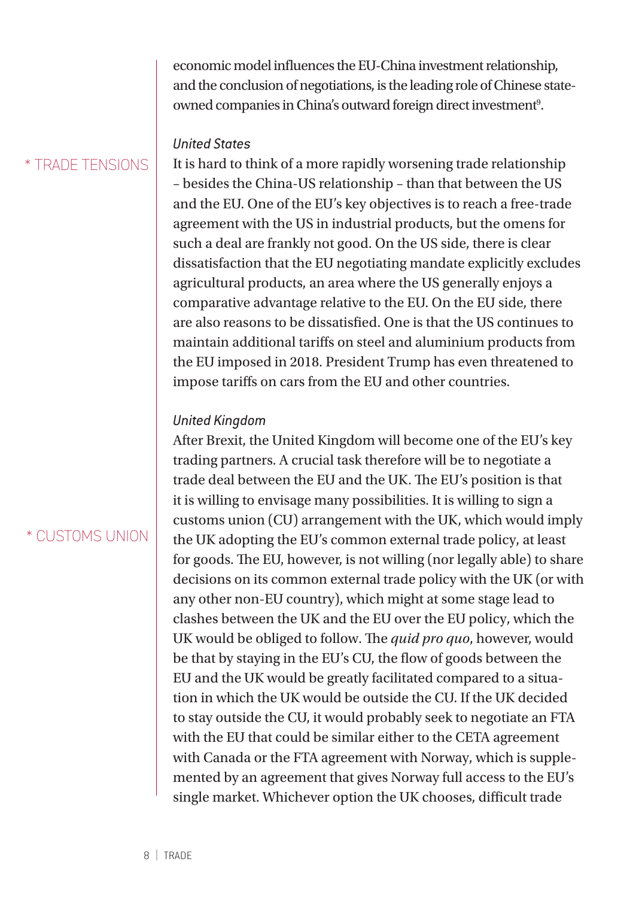economic model influences the EU-China investment relationship, and the conclusion of negotiations, is the leading role of Chinese state-owned companies in China's outward foreign direct investment[9].

*United States*

* TRADE TENSIONS

It is hard to think of a more rapidly worsening trade relationship – besides the China-US relationship – than that between the US and the EU. One of the EU's key objectives is to reach a free-trade agreement with the US in industrial products, but the omens for such a deal are frankly not good. On the US side, there is clear dissatisfaction that the EU negotiating mandate explicitly excludes agricultural products, an area where the US generally enjoys a comparative advantage relative to the EU. On the EU side, there are also reasons to be dissatisfied. One is that the US continues to maintain additional tariffs on steel and aluminium products from the EU imposed in 2018. President Trump has even threatened to impose tariffs on cars from the EU and other countries.

*United Kingdom*

* CUSTOMS UNION

After Brexit, the United Kingdom will become one of the EU's key trading partners. A crucial task therefore will be to negotiate a trade deal between the EU and the UK. The EU's position is that it is willing to envisage many possibilities. It is willing to sign a customs union (CU) arrangement with the UK, which would imply the UK adopting the EU's common external trade policy, at least for goods. The EU, however, is not willing (nor legally able) to share decisions on its common external trade policy with the UK (or with any other non-EU country), which might at some stage lead to clashes between the UK and the EU over the EU policy, which the UK would be obliged to follow. The *quid pro quo*, however, would be that by staying in the EU's CU, the flow of goods between the EU and the UK would be greatly facilitated compared to a situation in which the UK would be outside the CU. If the UK decided to stay outside the CU, it would probably seek to negotiate an FTA with the EU that could be similar either to the CETA agreement with Canada or the FTA agreement with Norway, which is supplemented by an agreement that gives Norway full access to the EU's single market. Whichever option the UK chooses, difficult trade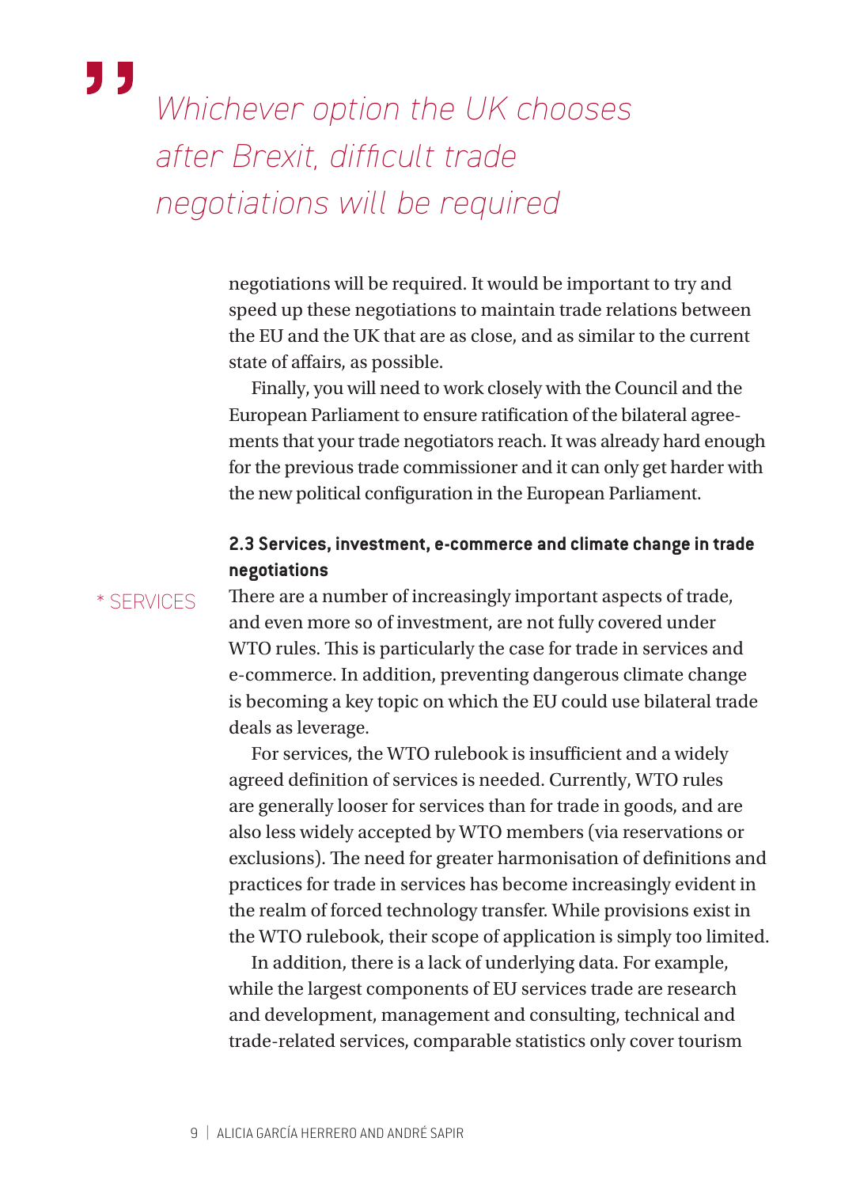> *Whichever option the UK chooses after Brexit, difficult trade negotiations will be required*

negotiations will be required. It would be important to try and speed up these negotiations to maintain trade relations between the EU and the UK that are as close, and as similar to the current state of affairs, as possible.

Finally, you will need to work closely with the Council and the European Parliament to ensure ratification of the bilateral agreements that your trade negotiators reach. It was already hard enough for the previous trade commissioner and it can only get harder with the new political configuration in the European Parliament.

### 2.3 Services, investment, e-commerce and climate change in trade negotiations

* SERVICES

There are a number of increasingly important aspects of trade, and even more so of investment, are not fully covered under WTO rules. This is particularly the case for trade in services and e-commerce. In addition, preventing dangerous climate change is becoming a key topic on which the EU could use bilateral trade deals as leverage.

For services, the WTO rulebook is insufficient and a widely agreed definition of services is needed. Currently, WTO rules are generally looser for services than for trade in goods, and are also less widely accepted by WTO members (via reservations or exclusions). The need for greater harmonisation of definitions and practices for trade in services has become increasingly evident in the realm of forced technology transfer. While provisions exist in the WTO rulebook, their scope of application is simply too limited.

In addition, there is a lack of underlying data. For example, while the largest components of EU services trade are research and development, management and consulting, technical and trade-related services, comparable statistics only cover tourism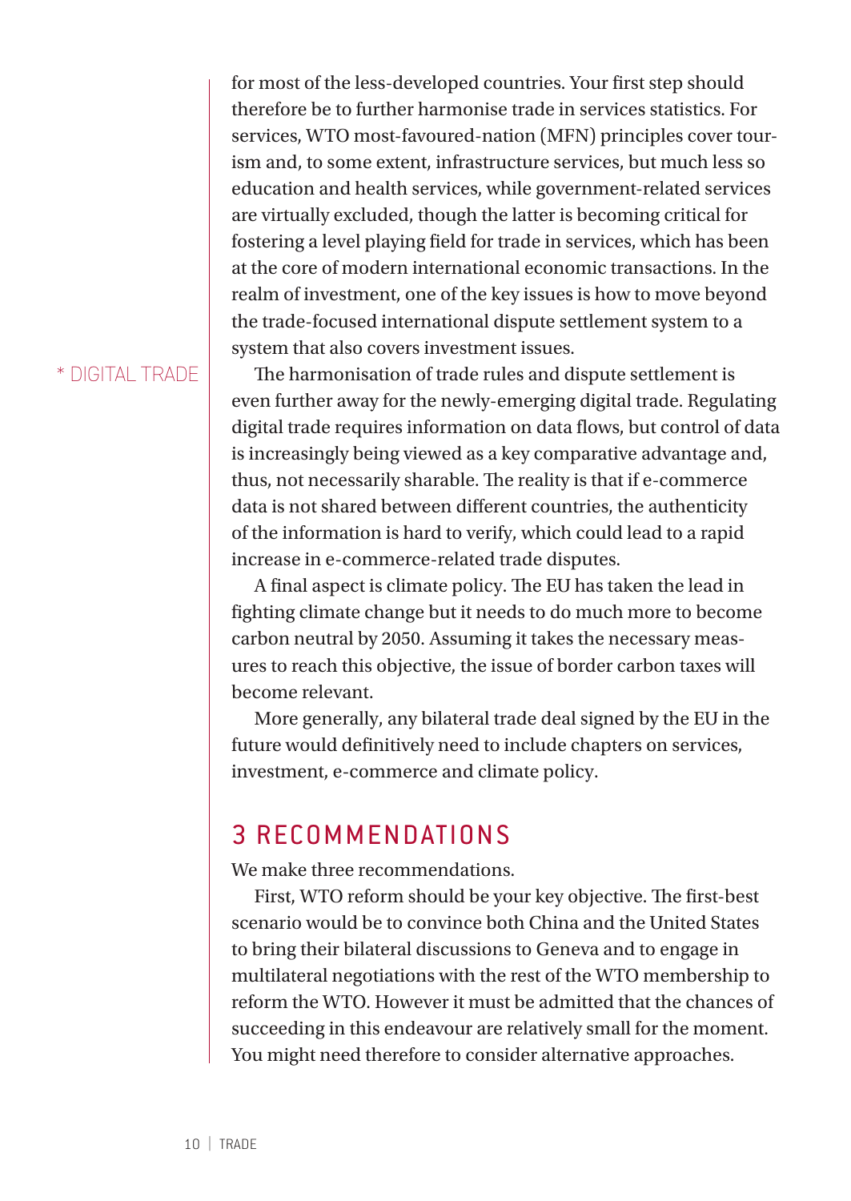for most of the less-developed countries. Your first step should therefore be to further harmonise trade in services statistics. For services, WTO most-favoured-nation (MFN) principles cover tourism and, to some extent, infrastructure services, but much less so education and health services, while government-related services are virtually excluded, though the latter is becoming critical for fostering a level playing field for trade in services, which has been at the core of modern international economic transactions. In the realm of investment, one of the key issues is how to move beyond the trade-focused international dispute settlement system to a system that also covers investment issues.

* DIGITAL TRADE

The harmonisation of trade rules and dispute settlement is even further away for the newly-emerging digital trade. Regulating digital trade requires information on data flows, but control of data is increasingly being viewed as a key comparative advantage and, thus, not necessarily sharable. The reality is that if e-commerce data is not shared between different countries, the authenticity of the information is hard to verify, which could lead to a rapid increase in e-commerce-related trade disputes.

A final aspect is climate policy. The EU has taken the lead in fighting climate change but it needs to do much more to become carbon neutral by 2050. Assuming it takes the necessary measures to reach this objective, the issue of border carbon taxes will become relevant.

More generally, any bilateral trade deal signed by the EU in the future would definitively need to include chapters on services, investment, e-commerce and climate policy.

## 3 RECOMMENDATIONS

We make three recommendations.

First, WTO reform should be your key objective. The first-best scenario would be to convince both China and the United States to bring their bilateral discussions to Geneva and to engage in multilateral negotiations with the rest of the WTO membership to reform the WTO. However it must be admitted that the chances of succeeding in this endeavour are relatively small for the moment. You might need therefore to consider alternative approaches.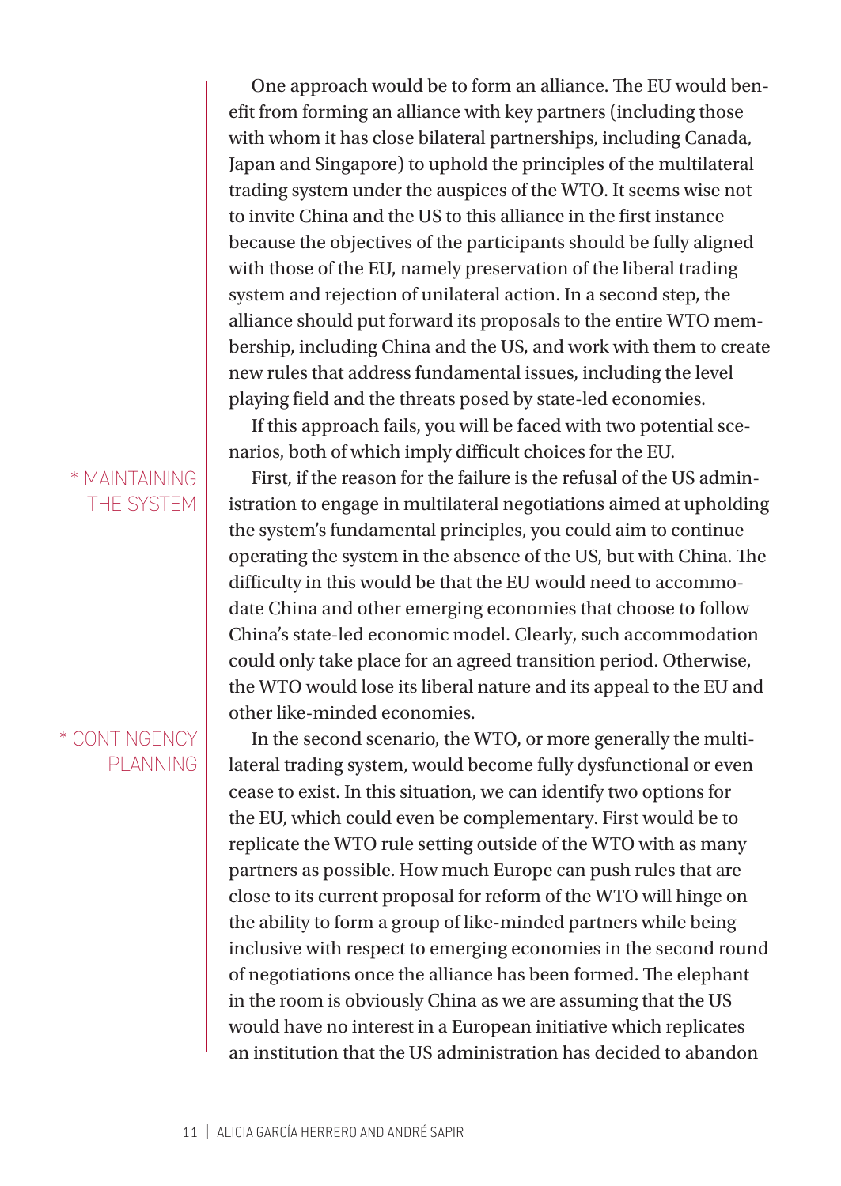One approach would be to form an alliance. The EU would benefit from forming an alliance with key partners (including those with whom it has close bilateral partnerships, including Canada, Japan and Singapore) to uphold the principles of the multilateral trading system under the auspices of the WTO. It seems wise not to invite China and the US to this alliance in the first instance because the objectives of the participants should be fully aligned with those of the EU, namely preservation of the liberal trading system and rejection of unilateral action. In a second step, the alliance should put forward its proposals to the entire WTO membership, including China and the US, and work with them to create new rules that address fundamental issues, including the level playing field and the threats posed by state-led economies.

If this approach fails, you will be faced with two potential scenarios, both of which imply difficult choices for the EU.

* MAINTAINING THE SYSTEM

First, if the reason for the failure is the refusal of the US administration to engage in multilateral negotiations aimed at upholding the system's fundamental principles, you could aim to continue operating the system in the absence of the US, but with China. The difficulty in this would be that the EU would need to accommodate China and other emerging economies that choose to follow China's state-led economic model. Clearly, such accommodation could only take place for an agreed transition period. Otherwise, the WTO would lose its liberal nature and its appeal to the EU and other like-minded economies.

* CONTINGENCY PLANNING

In the second scenario, the WTO, or more generally the multilateral trading system, would become fully dysfunctional or even cease to exist. In this situation, we can identify two options for the EU, which could even be complementary. First would be to replicate the WTO rule setting outside of the WTO with as many partners as possible. How much Europe can push rules that are close to its current proposal for reform of the WTO will hinge on the ability to form a group of like-minded partners while being inclusive with respect to emerging economies in the second round of negotiations once the alliance has been formed. The elephant in the room is obviously China as we are assuming that the US would have no interest in a European initiative which replicates an institution that the US administration has decided to abandon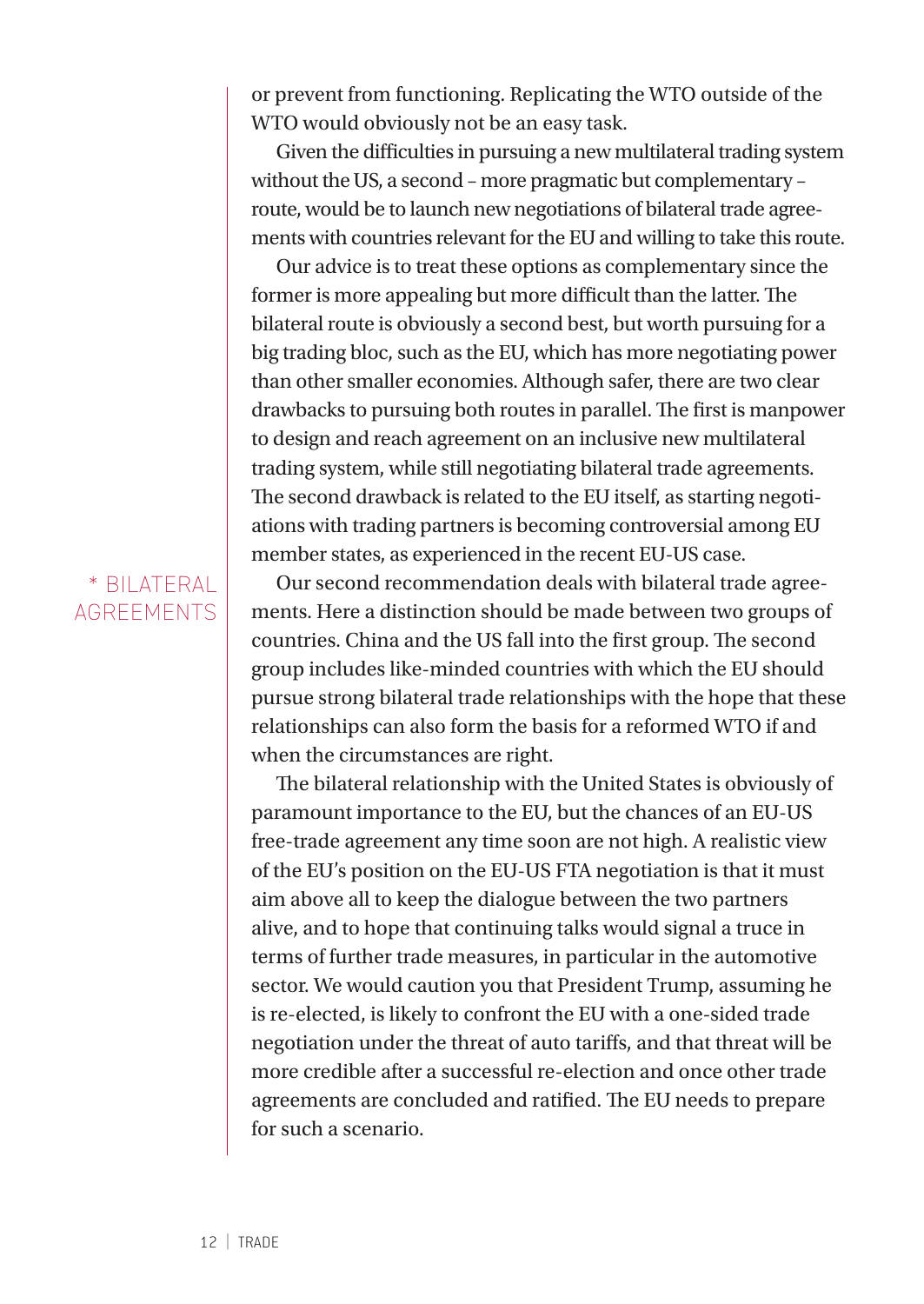or prevent from functioning. Replicating the WTO outside of the WTO would obviously not be an easy task.

Given the difficulties in pursuing a new multilateral trading system without the US, a second – more pragmatic but complementary – route, would be to launch new negotiations of bilateral trade agreements with countries relevant for the EU and willing to take this route.

Our advice is to treat these options as complementary since the former is more appealing but more difficult than the latter. The bilateral route is obviously a second best, but worth pursuing for a big trading bloc, such as the EU, which has more negotiating power than other smaller economies. Although safer, there are two clear drawbacks to pursuing both routes in parallel. The first is manpower to design and reach agreement on an inclusive new multilateral trading system, while still negotiating bilateral trade agreements. The second drawback is related to the EU itself, as starting negotiations with trading partners is becoming controversial among EU member states, as experienced in the recent EU-US case.

### * BILATERAL AGREEMENTS

Our second recommendation deals with bilateral trade agreements. Here a distinction should be made between two groups of countries. China and the US fall into the first group. The second group includes like-minded countries with which the EU should pursue strong bilateral trade relationships with the hope that these relationships can also form the basis for a reformed WTO if and when the circumstances are right.

The bilateral relationship with the United States is obviously of paramount importance to the EU, but the chances of an EU-US free-trade agreement any time soon are not high. A realistic view of the EU's position on the EU-US FTA negotiation is that it must aim above all to keep the dialogue between the two partners alive, and to hope that continuing talks would signal a truce in terms of further trade measures, in particular in the automotive sector. We would caution you that President Trump, assuming he is re-elected, is likely to confront the EU with a one-sided trade negotiation under the threat of auto tariffs, and that threat will be more credible after a successful re-election and once other trade agreements are concluded and ratified. The EU needs to prepare for such a scenario.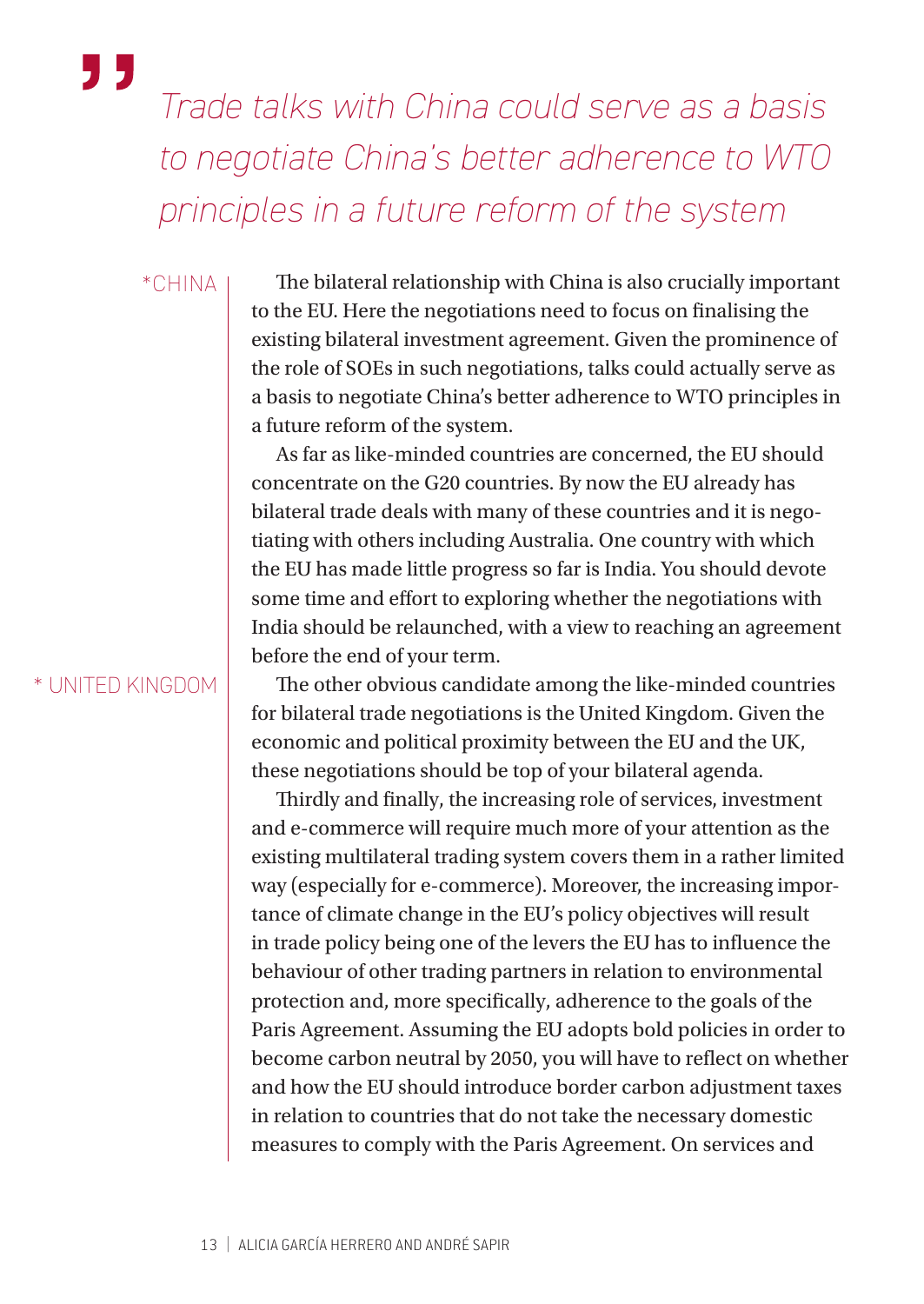> *Trade talks with China could serve as a basis to negotiate China's better adherence to WTO principles in a future reform of the system*

*CHINA

The bilateral relationship with China is also crucially important to the EU. Here the negotiations need to focus on finalising the existing bilateral investment agreement. Given the prominence of the role of SOEs in such negotiations, talks could actually serve as a basis to negotiate China's better adherence to WTO principles in a future reform of the system.

As far as like-minded countries are concerned, the EU should concentrate on the G20 countries. By now the EU already has bilateral trade deals with many of these countries and it is negotiating with others including Australia. One country with which the EU has made little progress so far is India. You should devote some time and effort to exploring whether the negotiations with India should be relaunched, with a view to reaching an agreement before the end of your term.

* UNITED KINGDOM

The other obvious candidate among the like-minded countries for bilateral trade negotiations is the United Kingdom. Given the economic and political proximity between the EU and the UK, these negotiations should be top of your bilateral agenda.

Thirdly and finally, the increasing role of services, investment and e-commerce will require much more of your attention as the existing multilateral trading system covers them in a rather limited way (especially for e-commerce). Moreover, the increasing importance of climate change in the EU's policy objectives will result in trade policy being one of the levers the EU has to influence the behaviour of other trading partners in relation to environmental protection and, more specifically, adherence to the goals of the Paris Agreement. Assuming the EU adopts bold policies in order to become carbon neutral by 2050, you will have to reflect on whether and how the EU should introduce border carbon adjustment taxes in relation to countries that do not take the necessary domestic measures to comply with the Paris Agreement. On services and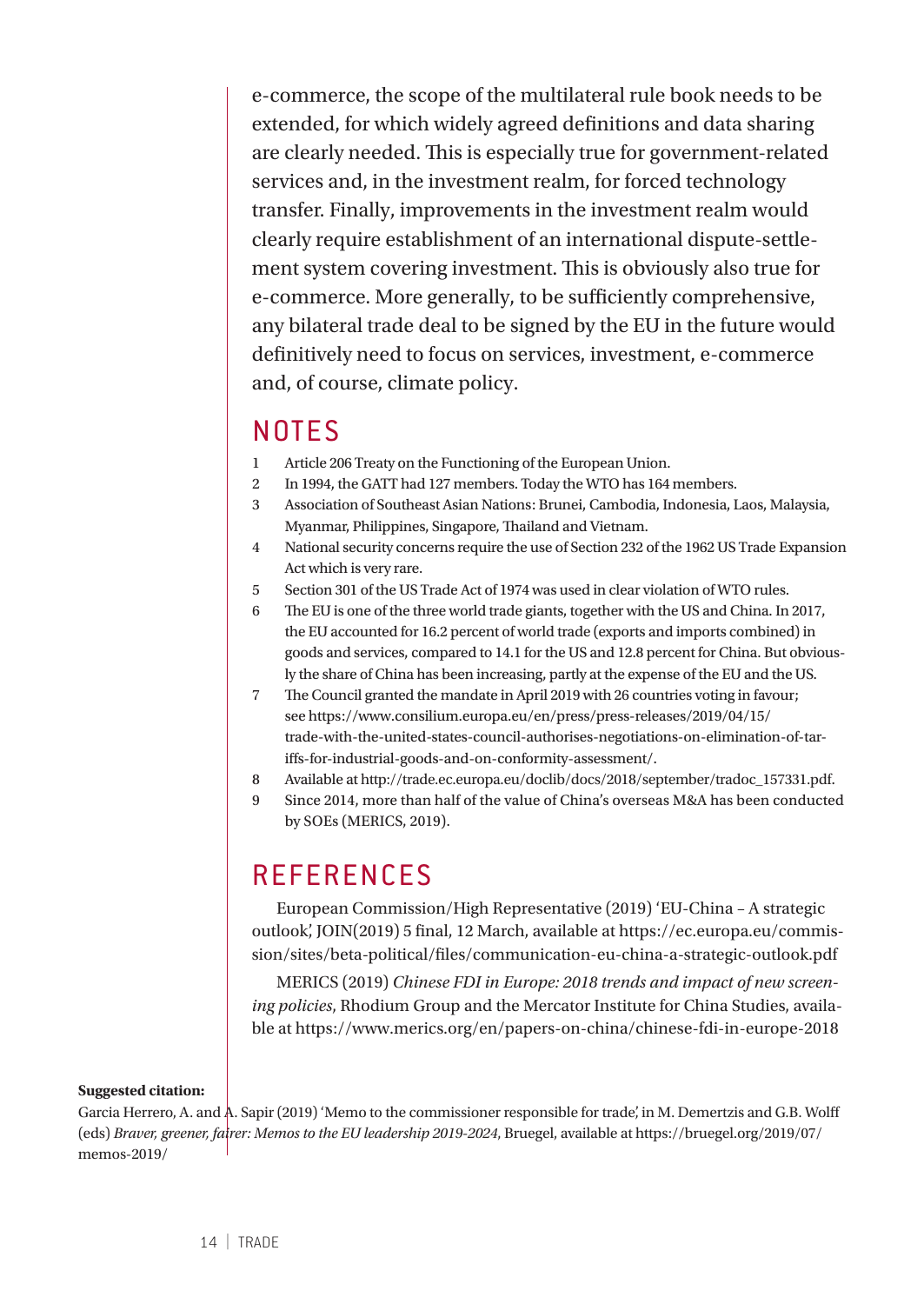e-commerce, the scope of the multilateral rule book needs to be extended, for which widely agreed definitions and data sharing are clearly needed. This is especially true for government-related services and, in the investment realm, for forced technology transfer. Finally, improvements in the investment realm would clearly require establishment of an international dispute-settlement system covering investment. This is obviously also true for e-commerce. More generally, to be sufficiently comprehensive, any bilateral trade deal to be signed by the EU in the future would definitively need to focus on services, investment, e-commerce and, of course, climate policy.

## NOTES

1. Article 206 Treaty on the Functioning of the European Union.
2. In 1994, the GATT had 127 members. Today the WTO has 164 members.
3. Association of Southeast Asian Nations: Brunei, Cambodia, Indonesia, Laos, Malaysia, Myanmar, Philippines, Singapore, Thailand and Vietnam.
4. National security concerns require the use of Section 232 of the 1962 US Trade Expansion Act which is very rare.
5. Section 301 of the US Trade Act of 1974 was used in clear violation of WTO rules.
6. The EU is one of the three world trade giants, together with the US and China. In 2017, the EU accounted for 16.2 percent of world trade (exports and imports combined) in goods and services, compared to 14.1 for the US and 12.8 percent for China. But obviously the share of China has been increasing, partly at the expense of the EU and the US.
7. The Council granted the mandate in April 2019 with 26 countries voting in favour; see https://www.consilium.europa.eu/en/press/press-releases/2019/04/15/trade-with-the-united-states-council-authorises-negotiations-on-elimination-of-tariffs-for-industrial-goods-and-on-conformity-assessment/.
8. Available at http://trade.ec.europa.eu/doclib/docs/2018/september/tradoc_157331.pdf.
9. Since 2014, more than half of the value of China's overseas M&A has been conducted by SOEs (MERICS, 2019).

## REFERENCES

European Commission/High Representative (2019) 'EU-China – A strategic outlook', JOIN(2019) 5 final, 12 March, available at https://ec.europa.eu/commission/sites/beta-political/files/communication-eu-china-a-strategic-outlook.pdf

MERICS (2019) *Chinese FDI in Europe: 2018 trends and impact of new screening policies*, Rhodium Group and the Mercator Institute for China Studies, available at https://www.merics.org/en/papers-on-china/chinese-fdi-in-europe-2018

**Suggested citation:**

Garcia Herrero, A. and A. Sapir (2019) 'Memo to the commissioner responsible for trade', in M. Demertzis and G.B. Wolff (eds) *Braver, greener, fairer: Memos to the EU leadership 2019-2024*, Bruegel, available at https://bruegel.org/2019/07/memos-2019/